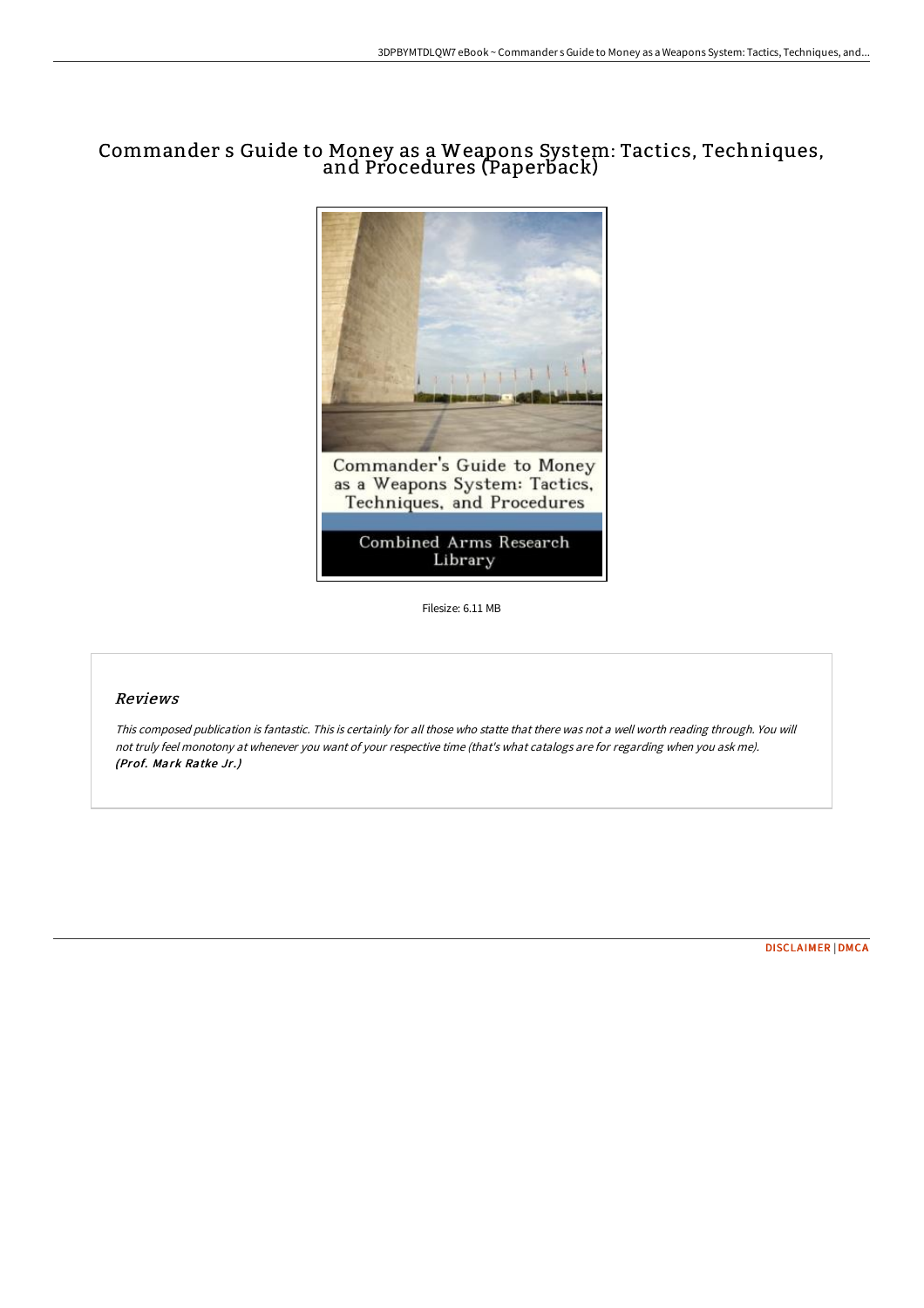# Commander s Guide to Money as a Weapons System: Tactics, Techniques, and Procedures (Paperback)

Filesize: 6.11 MB

## *Reviews*

*This composed publication is fantastic. This is certainly for all those who statte that there was not a well worth reading through. You will not truly feel monotony at whenever you want of your respective time (that's what catalogs are for regarding when you ask me).* ***(Prof. Mark Ratke Jr.)***

DISCLAIMER | DMCA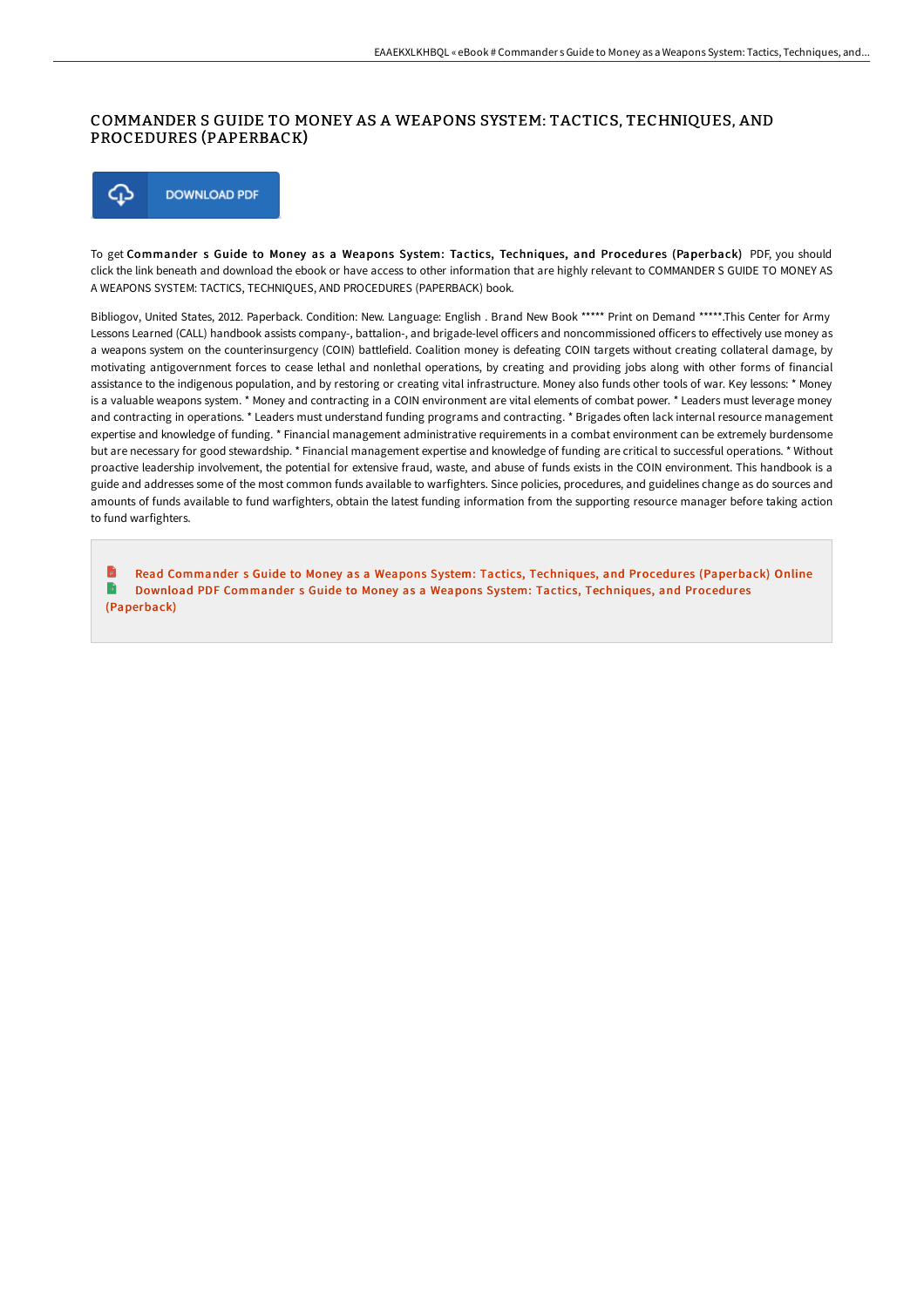# COMMANDER S GUIDE TO MONEY AS A WEAPONS SYSTEM: TACTICS, TECHNIQUES, AND PROCEDURES (PAPERBACK)

DOWNLOAD PDF

To get **Commander s Guide to Money as a Weapons System: Tactics, Techniques, and Procedures (Paperback)** PDF, you should click the link beneath and download the ebook or have access to other information that are highly relevant to COMMANDER S GUIDE TO MONEY AS A WEAPONS SYSTEM: TACTICS, TECHNIQUES, AND PROCEDURES (PAPERBACK) book.

Bibliogov, United States, 2012. Paperback. Condition: New. Language: English . Brand New Book ***** Print on Demand *****.This Center for Army Lessons Learned (CALL) handbook assists company-, battalion-, and brigade-level officers and noncommissioned officers to effectively use money as a weapons system on the counterinsurgency (COIN) battlefield. Coalition money is defeating COIN targets without creating collateral damage, by motivating antigovernment forces to cease lethal and nonlethal operations, by creating and providing jobs along with other forms of financial assistance to the indigenous population, and by restoring or creating vital infrastructure. Money also funds other tools of war. Key lessons: * Money is a valuable weapons system. * Money and contracting in a COIN environment are vital elements of combat power. * Leaders must leverage money and contracting in operations. * Leaders must understand funding programs and contracting. * Brigades often lack internal resource management expertise and knowledge of funding. * Financial management administrative requirements in a combat environment can be extremely burdensome but are necessary for good stewardship. * Financial management expertise and knowledge of funding are critical to successful operations. * Without proactive leadership involvement, the potential for extensive fraud, waste, and abuse of funds exists in the COIN environment. This handbook is a guide and addresses some of the most common funds available to warfighters. Since policies, procedures, and guidelines change as do sources and amounts of funds available to fund warfighters, obtain the latest funding information from the supporting resource manager before taking action to fund warfighters.

Read Commander s Guide to Money as a Weapons System: Tactics, Techniques, and Procedures (Paperback) Online
Download PDF Commander s Guide to Money as a Weapons System: Tactics, Techniques, and Procedures (Paperback)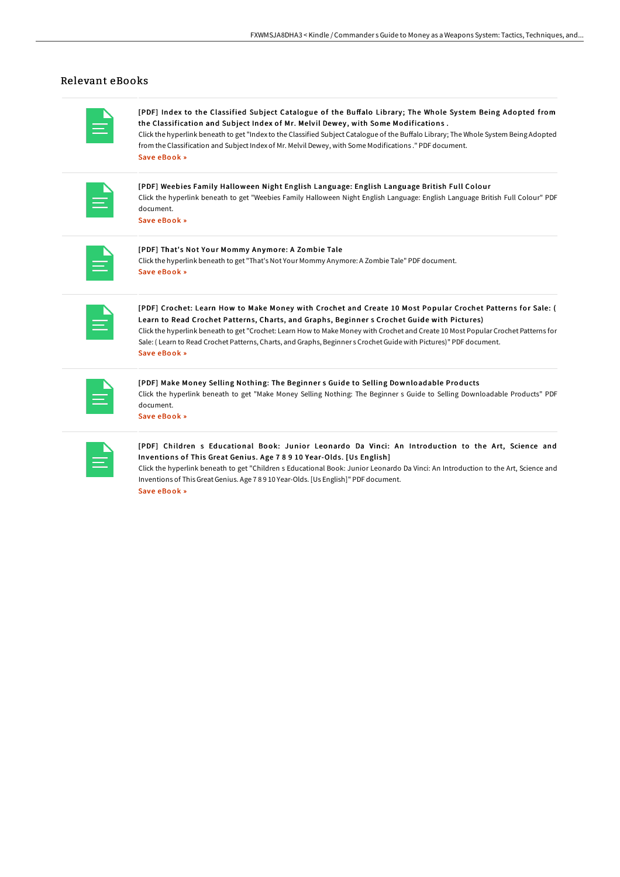## Relevant eBooks

**[PDF] Index to the Classified Subject Catalogue of the Buffalo Library; The Whole System Being Adopted from the Classification and Subject Index of Mr. Melvil Dewey, with Some Modifications .**

Click the hyperlink beneath to get "Index to the Classified Subject Catalogue of the Buffalo Library; The Whole System Being Adopted from the Classification and Subject Index of Mr. Melvil Dewey, with Some Modifications ." PDF document.

Save eBook »

**[PDF] Weebies Family Halloween Night English Language: English Language British Full Colour**

Click the hyperlink beneath to get "Weebies Family Halloween Night English Language: English Language British Full Colour" PDF document.

Save eBook »

**[PDF] That's Not Your Mommy Anymore: A Zombie Tale**

Click the hyperlink beneath to get "That's Not Your Mommy Anymore: A Zombie Tale" PDF document.

Save eBook »

**[PDF] Crochet: Learn How to Make Money with Crochet and Create 10 Most Popular Crochet Patterns for Sale: ( Learn to Read Crochet Patterns, Charts, and Graphs, Beginner s Crochet Guide with Pictures)**

Click the hyperlink beneath to get "Crochet: Learn How to Make Money with Crochet and Create 10 Most Popular Crochet Patterns for Sale: ( Learn to Read Crochet Patterns, Charts, and Graphs, Beginner s Crochet Guide with Pictures)" PDF document.

Save eBook »

**[PDF] Make Money Selling Nothing: The Beginner s Guide to Selling Downloadable Products**

Click the hyperlink beneath to get "Make Money Selling Nothing: The Beginner s Guide to Selling Downloadable Products" PDF document.

Save eBook »

**[PDF] Children s Educational Book: Junior Leonardo Da Vinci: An Introduction to the Art, Science and Inventions of This Great Genius. Age 7 8 9 10 Year-Olds. [Us English]**

Click the hyperlink beneath to get "Children s Educational Book: Junior Leonardo Da Vinci: An Introduction to the Art, Science and Inventions of This Great Genius. Age 7 8 9 10 Year-Olds. [Us English]" PDF document.

Save eBook »